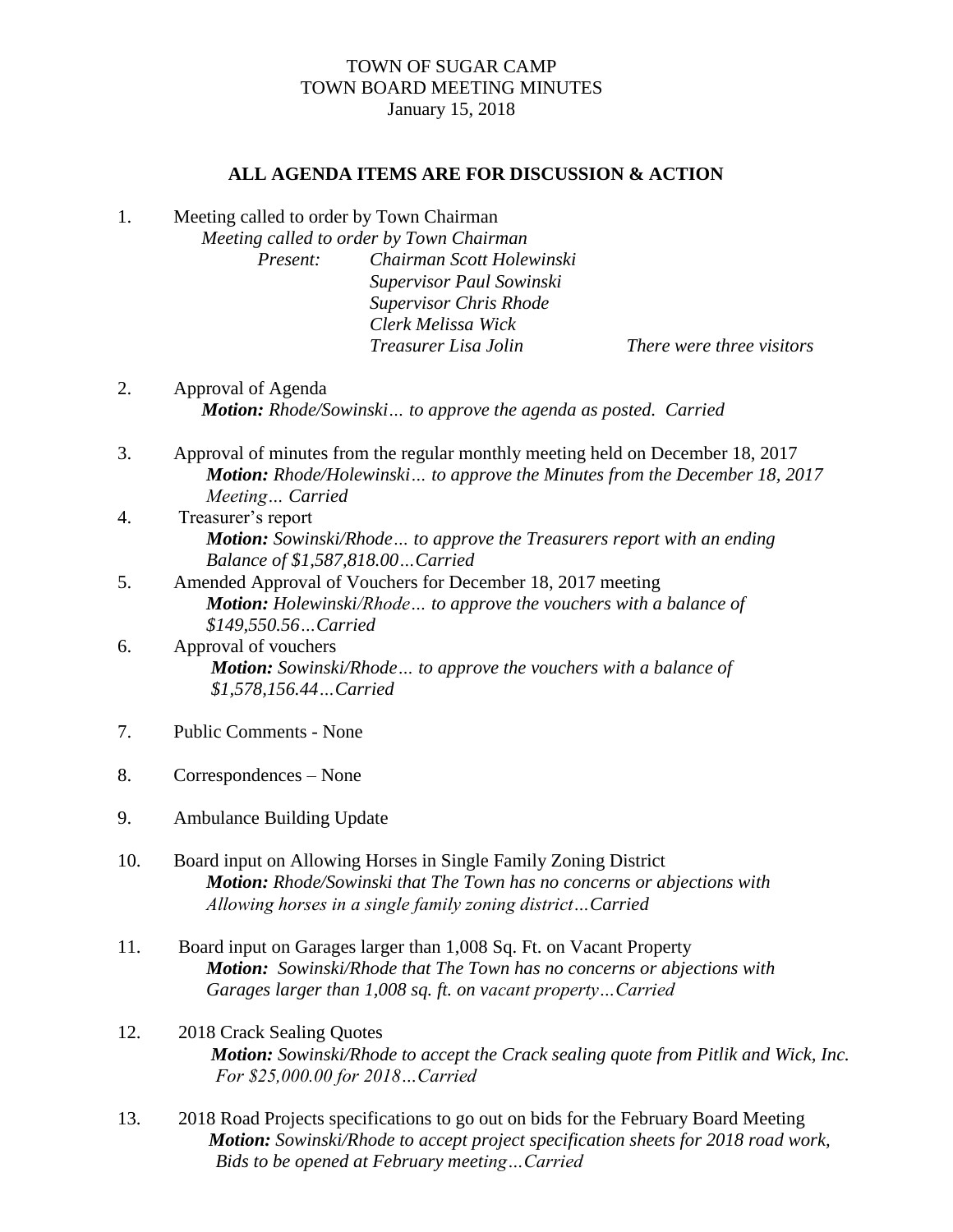TOWN OF SUGAR CAMP
TOWN BOARD MEETING MINUTES
January 15, 2018

**ALL AGENDA ITEMS ARE FOR DISCUSSION & ACTION**

1. Meeting called to order by Town Chairman
   *Meeting called to order by Town Chairman*
   *Present:* *Chairman Scott Holewinski*
   *Supervisor Paul Sowinski*
   *Supervisor Chris Rhode*
   *Clerk Melissa Wick*
   *Treasurer Lisa Jolin* *There were three visitors*

2. Approval of Agenda
   ***Motion:*** *Rhode/Sowinski… to approve the agenda as posted. Carried*

3. Approval of minutes from the regular monthly meeting held on December 18, 2017
   ***Motion:*** *Rhode/Holewinski… to approve the Minutes from the December 18, 2017 Meeting… Carried*

4. Treasurer's report
   ***Motion:*** *Sowinski/Rhode… to approve the Treasurers report with an ending Balance of $1,587,818.00…Carried*

5. Amended Approval of Vouchers for December 18, 2017 meeting
   ***Motion:*** *Holewinski/Rhode… to approve the vouchers with a balance of $149,550.56…Carried*

6. Approval of vouchers
   ***Motion:*** *Sowinski/Rhode… to approve the vouchers with a balance of $1,578,156.44…Carried*

7. Public Comments - None

8. Correspondences – None

9. Ambulance Building Update

10. Board input on Allowing Horses in Single Family Zoning District
    ***Motion:*** *Rhode/Sowinski that The Town has no concerns or abjections with Allowing horses in a single family zoning district…Carried*

11. Board input on Garages larger than 1,008 Sq. Ft. on Vacant Property
    ***Motion:*** *Sowinski/Rhode that The Town has no concerns or abjections with Garages larger than 1,008 sq. ft. on vacant property…Carried*

12. 2018 Crack Sealing Quotes
    ***Motion:*** *Sowinski/Rhode to accept the Crack sealing quote from Pitlik and Wick, Inc. For $25,000.00 for 2018…Carried*

13. 2018 Road Projects specifications to go out on bids for the February Board Meeting
    ***Motion:*** *Sowinski/Rhode to accept project specification sheets for 2018 road work, Bids to be opened at February meeting…Carried*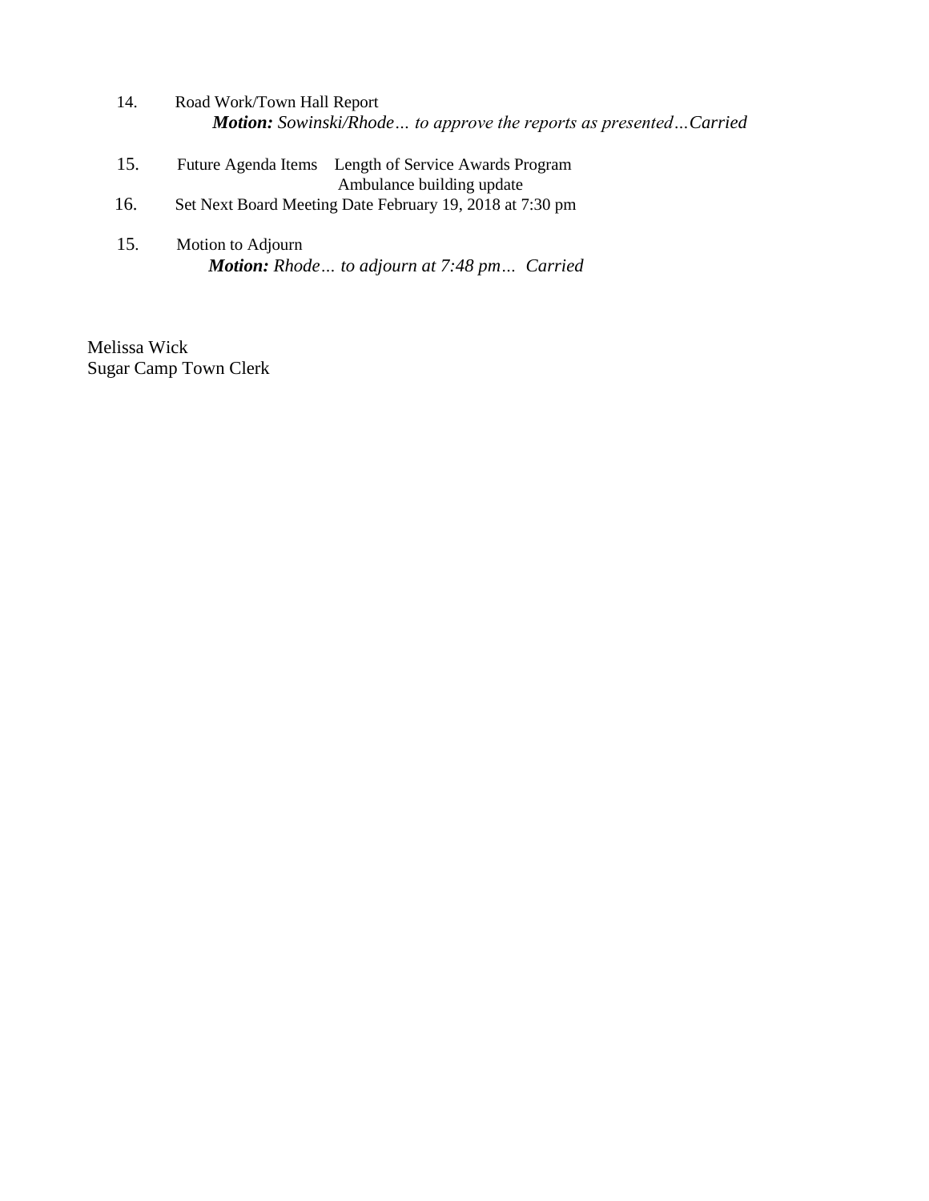14. Road Work/Town Hall Report
    ***Motion:*** *Sowinski/Rhode… to approve the reports as presented…Carried*

15. Future Agenda Items Length of Service Awards Program
    Ambulance building update

16. Set Next Board Meeting Date February 19, 2018 at 7:30 pm

15. Motion to Adjourn
    ***Motion:*** *Rhode… to adjourn at 7:48 pm… Carried*

Melissa Wick
Sugar Camp Town Clerk